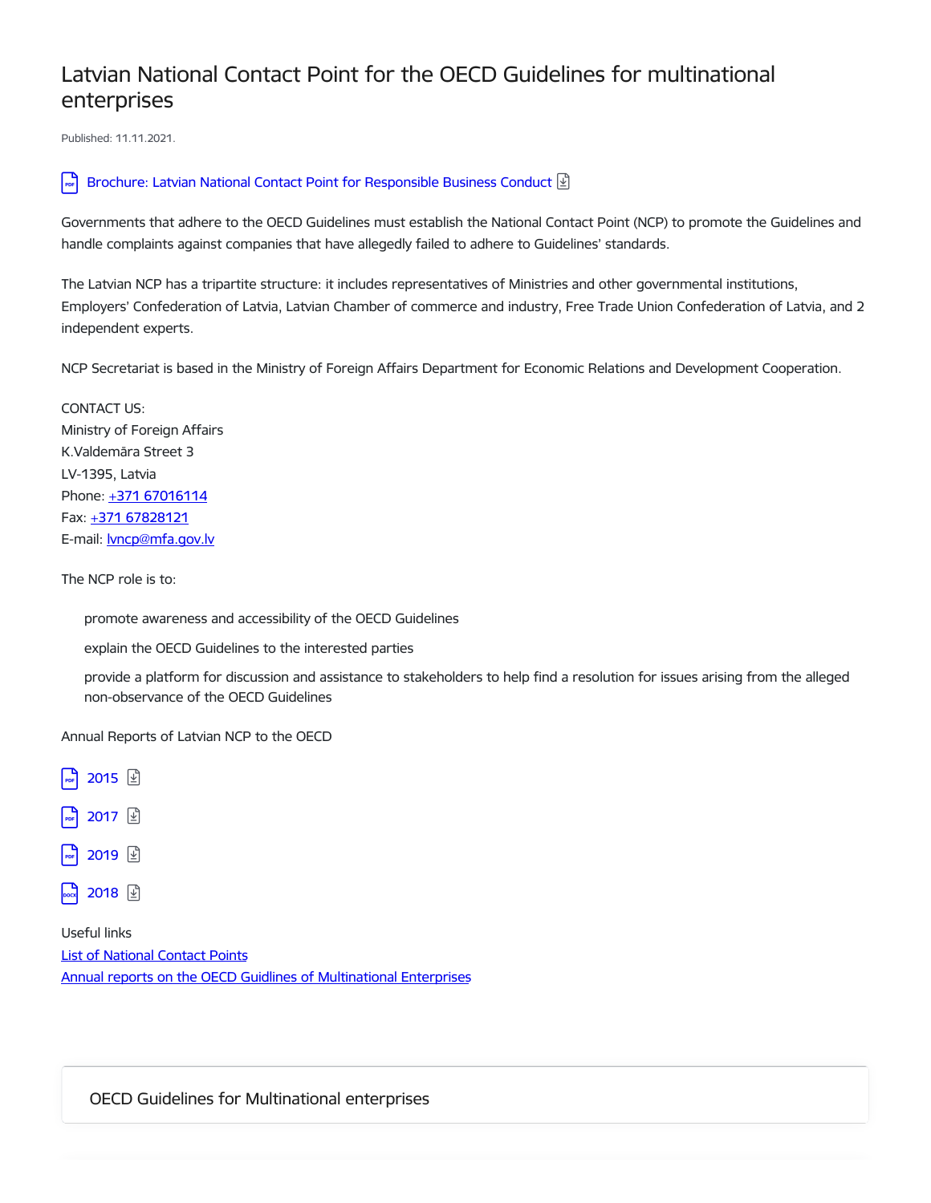# Latvian National Contact Point for the OECD Guidelines for multinational enterprises

Published: 11.11.2021.

Brochure: Latvian National Contact Point for Responsible Business Conduct

Governments that adhere to the OECD Guidelines must establish the National Contact Point (NCP) to promote the Guidelines and handle complaints against companies that have allegedly failed to adhere to Guidelines' standards.

The Latvian NCP has a tripartite structure: it includes representatives of Ministries and other governmental institutions, Employers' Confederation of Latvia, Latvian Chamber of commerce and industry, Free Trade Union Confederation of Latvia, and 2 independent experts.

NCP Secretariat is based in the Ministry of Foreign Affairs Department for Economic Relations and Development Cooperation.

CONTACT US:
Ministry of Foreign Affairs
K.Valdemāra Street 3
LV-1395, Latvia
Phone: +371 67016114
Fax: +371 67828121
E-mail: lvncp@mfa.gov.lv

The NCP role is to:

- promote awareness and accessibility of the OECD Guidelines
- explain the OECD Guidelines to the interested parties
- provide a platform for discussion and assistance to stakeholders to help find a resolution for issues arising from the alleged non-observance of the OECD Guidelines

Annual Reports of Latvian NCP to the OECD

- 2015
- 2017
- 2019
- 2018

Useful links
List of National Contact Points
Annual reports on the OECD Guidlines of Multinational Enterprises

OECD Guidelines for Multinational enterprises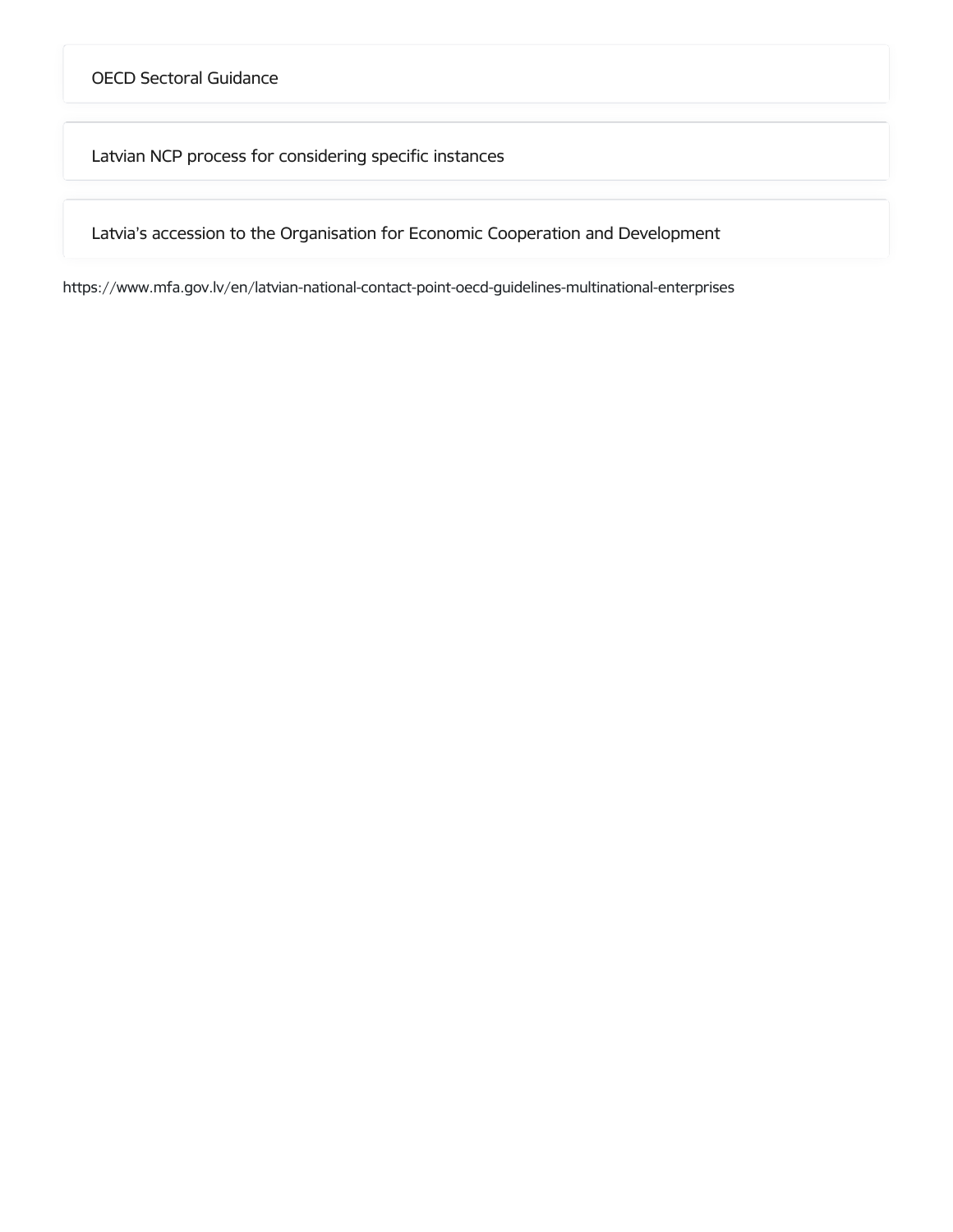OECD Sectoral Guidance

Latvian NCP process for considering specific instances

Latvia's accession to the Organisation for Economic Cooperation and Development

https://www.mfa.gov.lv/en/latvian-national-contact-point-oecd-guidelines-multinational-enterprises